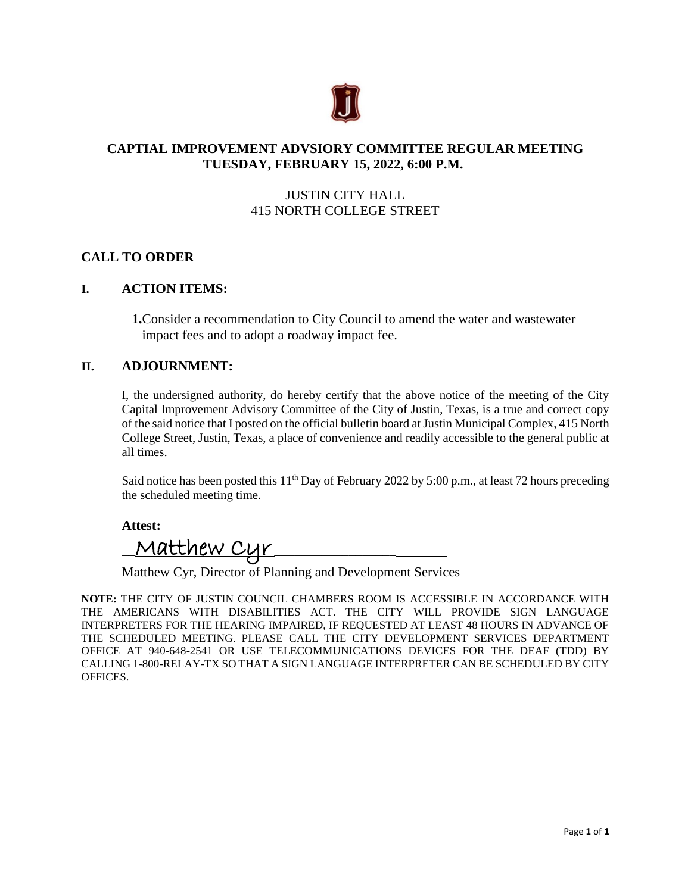# CAPTIAL IMPROVEMENT ADVSIORY COMMITTEE REGULAR MEETING
# TUESDAY, FEBRUARY 15, 2022, 6:00 P.M.

JUSTIN CITY HALL
415 NORTH COLLEGE STREET

## CALL TO ORDER

## I. ACTION ITEMS:

**1.** Consider a recommendation to City Council to amend the water and wastewater impact fees and to adopt a roadway impact fee.

## II. ADJOURNMENT:

I, the undersigned authority, do hereby certify that the above notice of the meeting of the City Capital Improvement Advisory Committee of the City of Justin, Texas, is a true and correct copy of the said notice that I posted on the official bulletin board at Justin Municipal Complex, 415 North College Street, Justin, Texas, a place of convenience and readily accessible to the general public at all times.

Said notice has been posted this 11th Day of February 2022 by 5:00 p.m., at least 72 hours preceding the scheduled meeting time.

**Attest:**

Matthew Cyr

Matthew Cyr, Director of Planning and Development Services

**NOTE:** THE CITY OF JUSTIN COUNCIL CHAMBERS ROOM IS ACCESSIBLE IN ACCORDANCE WITH THE AMERICANS WITH DISABILITIES ACT. THE CITY WILL PROVIDE SIGN LANGUAGE INTERPRETERS FOR THE HEARING IMPAIRED, IF REQUESTED AT LEAST 48 HOURS IN ADVANCE OF THE SCHEDULED MEETING. PLEASE CALL THE CITY DEVELOPMENT SERVICES DEPARTMENT OFFICE AT 940-648-2541 OR USE TELECOMMUNICATIONS DEVICES FOR THE DEAF (TDD) BY CALLING 1-800-RELAY-TX SO THAT A SIGN LANGUAGE INTERPRETER CAN BE SCHEDULED BY CITY OFFICES.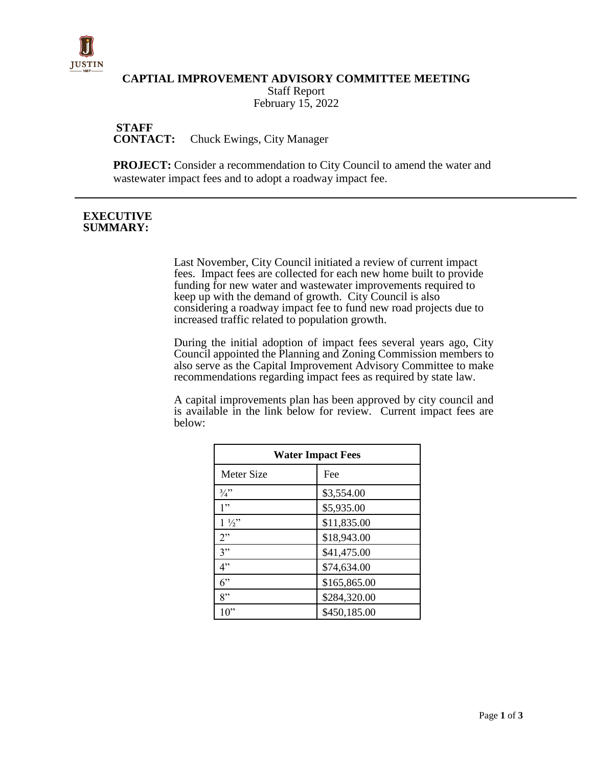# CAPTIAL IMPROVEMENT ADVISORY COMMITTEE MEETING

Staff Report
February 15, 2022

**STAFF CONTACT:** Chuck Ewings, City Manager

**PROJECT:** Consider a recommendation to City Council to amend the water and wastewater impact fees and to adopt a roadway impact fee.

---

**EXECUTIVE SUMMARY:**

Last November, City Council initiated a review of current impact fees. Impact fees are collected for each new home built to provide funding for new water and wastewater improvements required to keep up with the demand of growth. City Council is also considering a roadway impact fee to fund new road projects due to increased traffic related to population growth.

During the initial adoption of impact fees several years ago, City Council appointed the Planning and Zoning Commission members to also serve as the Capital Improvement Advisory Committee to make recommendations regarding impact fees as required by state law.

A capital improvements plan has been approved by city council and is available in the link below for review. Current impact fees are below:

| **Water Impact Fees** | |
|---|---|
| Meter Size | Fee |
| ¾" | $3,554.00 |
| 1" | $5,935.00 |
| 1 ½" | $11,835.00 |
| 2" | $18,943.00 |
| 3" | $41,475.00 |
| 4" | $74,634.00 |
| 6" | $165,865.00 |
| 8" | $284,320.00 |
| 10" | $450,185.00 |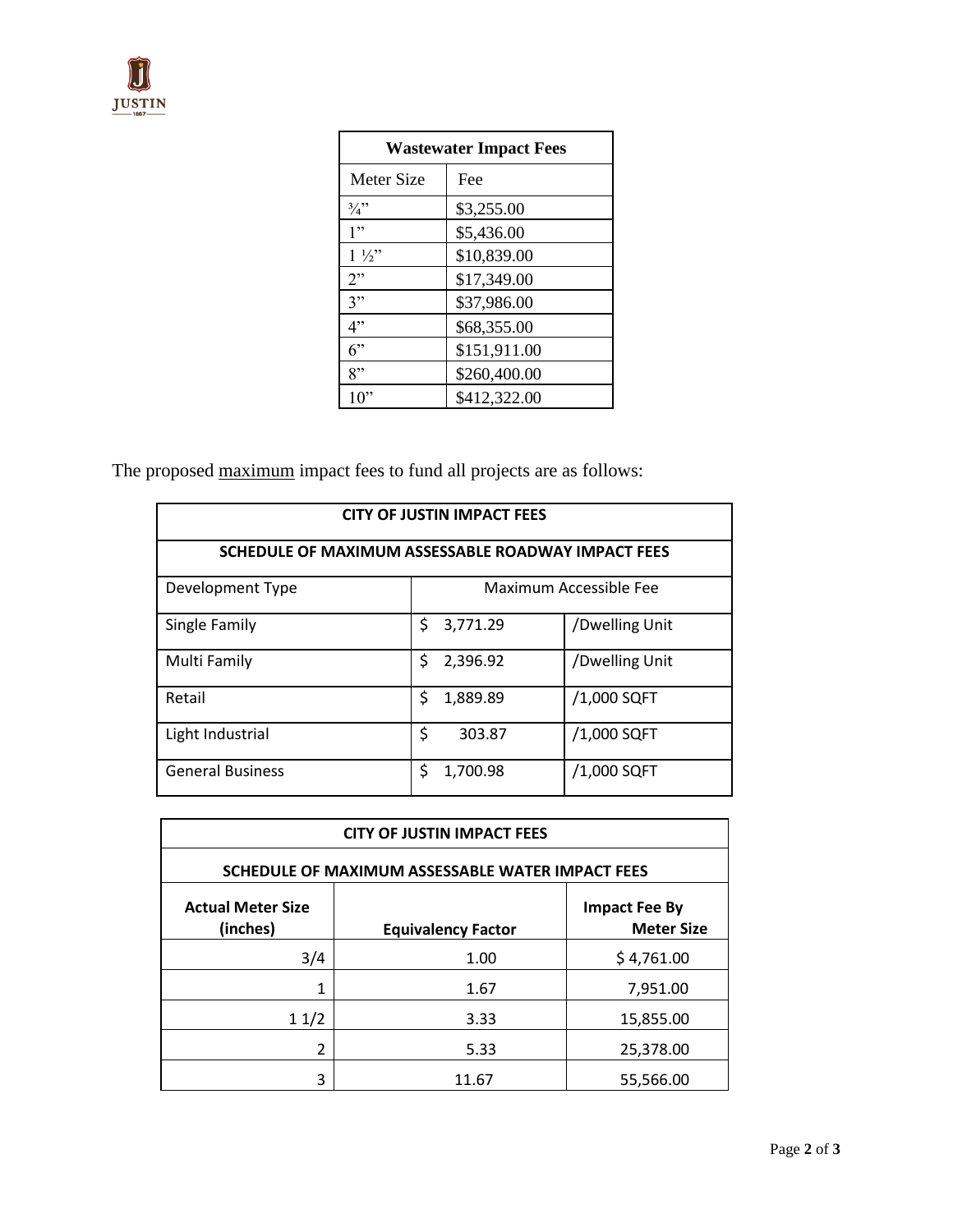| Wastewater Impact Fees | |
|---|---|
| Meter Size | Fee |
| ¾” | $3,255.00 |
| 1” | $5,436.00 |
| 1 ½” | $10,839.00 |
| 2” | $17,349.00 |
| 3” | $37,986.00 |
| 4” | $68,355.00 |
| 6” | $151,911.00 |
| 8” | $260,400.00 |
| 10” | $412,322.00 |

The proposed maximum impact fees to fund all projects are as follows:

| CITY OF JUSTIN IMPACT FEES | | |
|---|---|---|
| **SCHEDULE OF MAXIMUM ASSESSABLE ROADWAY IMPACT FEES** | | |
| Development Type | Maximum Accessible Fee | |
| Single Family | $ 3,771.29 | /Dwelling Unit |
| Multi Family | $ 2,396.92 | /Dwelling Unit |
| Retail | $ 1,889.89 | /1,000 SQFT |
| Light Industrial | $ 303.87 | /1,000 SQFT |
| General Business | $ 1,700.98 | /1,000 SQFT |

| CITY OF JUSTIN IMPACT FEES | | |
|---|---|---|
| **SCHEDULE OF MAXIMUM ASSESSABLE WATER IMPACT FEES** | | |
| **Actual Meter Size (inches)** | **Equivalency Factor** | **Impact Fee By Meter Size** |
| 3/4 | 1.00 | $ 4,761.00 |
| 1 | 1.67 | 7,951.00 |
| 1 1/2 | 3.33 | 15,855.00 |
| 2 | 5.33 | 25,378.00 |
| 3 | 11.67 | 55,566.00 |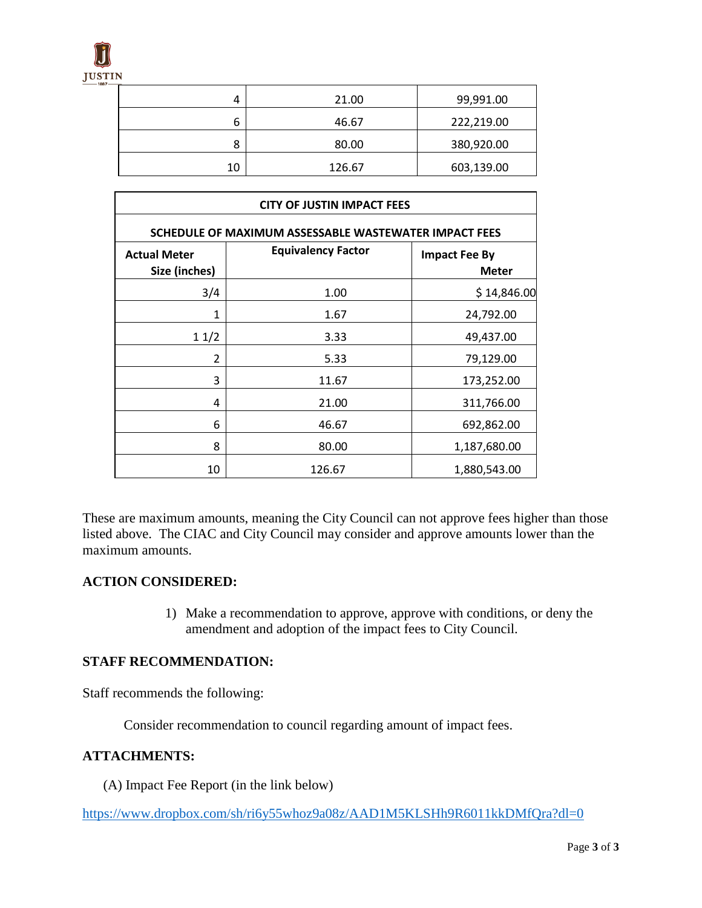| | | |
|---|---|---|
| 4 | 21.00 | 99,991.00 |
| 6 | 46.67 | 222,219.00 |
| 8 | 80.00 | 380,920.00 |
| 10 | 126.67 | 603,139.00 |

| CITY OF JUSTIN IMPACT FEES | | |
|---|---|---|
| **SCHEDULE OF MAXIMUM ASSESSABLE WASTEWATER IMPACT FEES** | | |
| **Actual Meter Size (inches)** | **Equivalency Factor** | **Impact Fee By Meter** |
| 3/4 | 1.00 | $ 14,846.00 |
| 1 | 1.67 | 24,792.00 |
| 1 1/2 | 3.33 | 49,437.00 |
| 2 | 5.33 | 79,129.00 |
| 3 | 11.67 | 173,252.00 |
| 4 | 21.00 | 311,766.00 |
| 6 | 46.67 | 692,862.00 |
| 8 | 80.00 | 1,187,680.00 |
| 10 | 126.67 | 1,880,543.00 |

These are maximum amounts, meaning the City Council can not approve fees higher than those listed above. The CIAC and City Council may consider and approve amounts lower than the maximum amounts.

## ACTION CONSIDERED:

1) Make a recommendation to approve, approve with conditions, or deny the amendment and adoption of the impact fees to City Council.

## STAFF RECOMMENDATION:

Staff recommends the following:

Consider recommendation to council regarding amount of impact fees.

## ATTACHMENTS:

(A) Impact Fee Report (in the link below)

https://www.dropbox.com/sh/ri6y55whoz9a08z/AAD1M5KLSHh9R6011kkDMfQra?dl=0